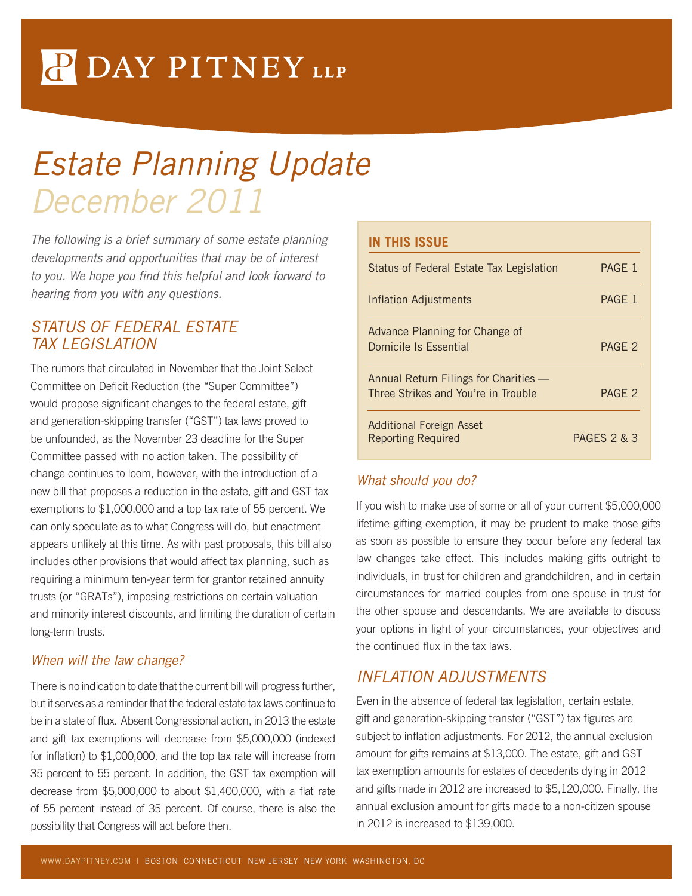# DAY PITNEY LLP

# *Estate Planning Update*
## *December 2011*

*The following is a brief summary of some estate planning developments and opportunities that may be of interest to you. We hope you find this helpful and look forward to hearing from you with any questions.*

**IN THIS ISSUE**

| | |
|---|---|
| Status of Federal Estate Tax Legislation | PAGE 1 |
| Inflation Adjustments | PAGE 1 |
| Advance Planning for Change of Domicile Is Essential | PAGE 2 |
| Annual Return Filings for Charities — Three Strikes and You're in Trouble | PAGE 2 |
| Additional Foreign Asset Reporting Required | PAGES 2 & 3 |

## *STATUS OF FEDERAL ESTATE TAX LEGISLATION*

The rumors that circulated in November that the Joint Select Committee on Deficit Reduction (the "Super Committee") would propose significant changes to the federal estate, gift and generation-skipping transfer ("GST") tax laws proved to be unfounded, as the November 23 deadline for the Super Committee passed with no action taken. The possibility of change continues to loom, however, with the introduction of a new bill that proposes a reduction in the estate, gift and GST tax exemptions to $1,000,000 and a top tax rate of 55 percent. We can only speculate as to what Congress will do, but enactment appears unlikely at this time. As with past proposals, this bill also includes other provisions that would affect tax planning, such as requiring a minimum ten-year term for grantor retained annuity trusts (or "GRATs"), imposing restrictions on certain valuation and minority interest discounts, and limiting the duration of certain long-term trusts.

### *When will the law change?*

There is no indication to date that the current bill will progress further, but it serves as a reminder that the federal estate tax laws continue to be in a state of flux. Absent Congressional action, in 2013 the estate and gift tax exemptions will decrease from $5,000,000 (indexed for inflation) to $1,000,000, and the top tax rate will increase from 35 percent to 55 percent. In addition, the GST tax exemption will decrease from $5,000,000 to about $1,400,000, with a flat rate of 55 percent instead of 35 percent. Of course, there is also the possibility that Congress will act before then.

### *What should you do?*

If you wish to make use of some or all of your current $5,000,000 lifetime gifting exemption, it may be prudent to make those gifts as soon as possible to ensure they occur before any federal tax law changes take effect. This includes making gifts outright to individuals, in trust for children and grandchildren, and in certain circumstances for married couples from one spouse in trust for the other spouse and descendants. We are available to discuss your options in light of your circumstances, your objectives and the continued flux in the tax laws.

## *INFLATION ADJUSTMENTS*

Even in the absence of federal tax legislation, certain estate, gift and generation-skipping transfer ("GST") tax figures are subject to inflation adjustments. For 2012, the annual exclusion amount for gifts remains at $13,000. The estate, gift and GST tax exemption amounts for estates of decedents dying in 2012 and gifts made in 2012 are increased to $5,120,000. Finally, the annual exclusion amount for gifts made to a non-citizen spouse in 2012 is increased to $139,000.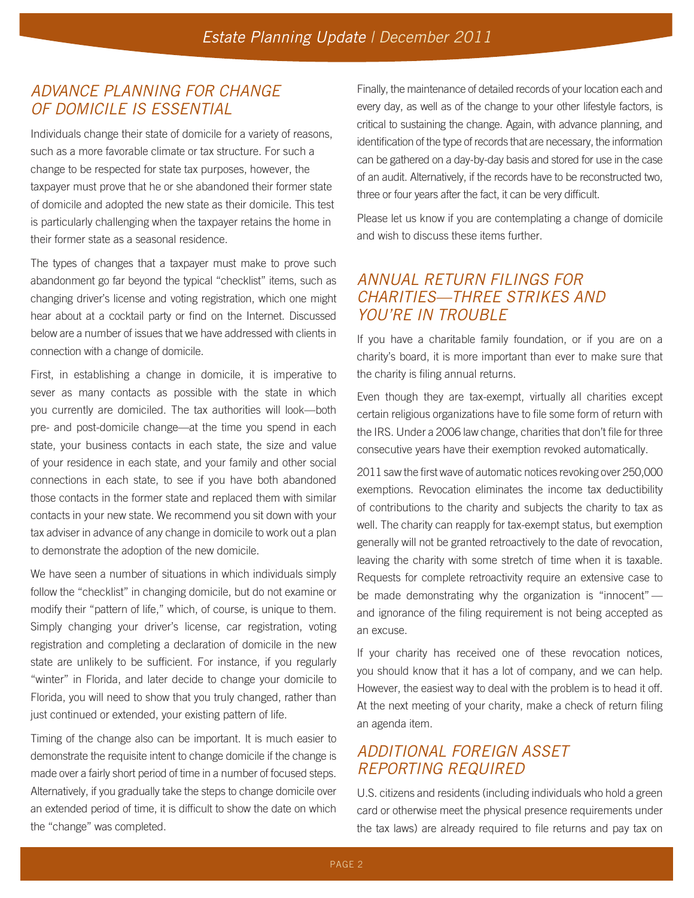## ADVANCE PLANNING FOR CHANGE OF DOMICILE IS ESSENTIAL

Individuals change their state of domicile for a variety of reasons, such as a more favorable climate or tax structure. For such a change to be respected for state tax purposes, however, the taxpayer must prove that he or she abandoned their former state of domicile and adopted the new state as their domicile. This test is particularly challenging when the taxpayer retains the home in their former state as a seasonal residence.

The types of changes that a taxpayer must make to prove such abandonment go far beyond the typical "checklist" items, such as changing driver's license and voting registration, which one might hear about at a cocktail party or find on the Internet. Discussed below are a number of issues that we have addressed with clients in connection with a change of domicile.

First, in establishing a change in domicile, it is imperative to sever as many contacts as possible with the state in which you currently are domiciled. The tax authorities will look—both pre- and post-domicile change—at the time you spend in each state, your business contacts in each state, the size and value of your residence in each state, and your family and other social connections in each state, to see if you have both abandoned those contacts in the former state and replaced them with similar contacts in your new state. We recommend you sit down with your tax adviser in advance of any change in domicile to work out a plan to demonstrate the adoption of the new domicile.

We have seen a number of situations in which individuals simply follow the "checklist" in changing domicile, but do not examine or modify their "pattern of life," which, of course, is unique to them. Simply changing your driver's license, car registration, voting registration and completing a declaration of domicile in the new state are unlikely to be sufficient. For instance, if you regularly "winter" in Florida, and later decide to change your domicile to Florida, you will need to show that you truly changed, rather than just continued or extended, your existing pattern of life.

Timing of the change also can be important. It is much easier to demonstrate the requisite intent to change domicile if the change is made over a fairly short period of time in a number of focused steps. Alternatively, if you gradually take the steps to change domicile over an extended period of time, it is difficult to show the date on which the "change" was completed.

Finally, the maintenance of detailed records of your location each and every day, as well as of the change to your other lifestyle factors, is critical to sustaining the change. Again, with advance planning, and identification of the type of records that are necessary, the information can be gathered on a day-by-day basis and stored for use in the case of an audit. Alternatively, if the records have to be reconstructed two, three or four years after the fact, it can be very difficult.

Please let us know if you are contemplating a change of domicile and wish to discuss these items further.

## ANNUAL RETURN FILINGS FOR CHARITIES—THREE STRIKES AND YOU'RE IN TROUBLE

If you have a charitable family foundation, or if you are on a charity's board, it is more important than ever to make sure that the charity is filing annual returns.

Even though they are tax-exempt, virtually all charities except certain religious organizations have to file some form of return with the IRS. Under a 2006 law change, charities that don't file for three consecutive years have their exemption revoked automatically.

2011 saw the first wave of automatic notices revoking over 250,000 exemptions. Revocation eliminates the income tax deductibility of contributions to the charity and subjects the charity to tax as well. The charity can reapply for tax-exempt status, but exemption generally will not be granted retroactively to the date of revocation, leaving the charity with some stretch of time when it is taxable. Requests for complete retroactivity require an extensive case to be made demonstrating why the organization is "innocent"—and ignorance of the filing requirement is not being accepted as an excuse.

If your charity has received one of these revocation notices, you should know that it has a lot of company, and we can help. However, the easiest way to deal with the problem is to head it off. At the next meeting of your charity, make a check of return filing an agenda item.

## ADDITIONAL FOREIGN ASSET REPORTING REQUIRED

U.S. citizens and residents (including individuals who hold a green card or otherwise meet the physical presence requirements under the tax laws) are already required to file returns and pay tax on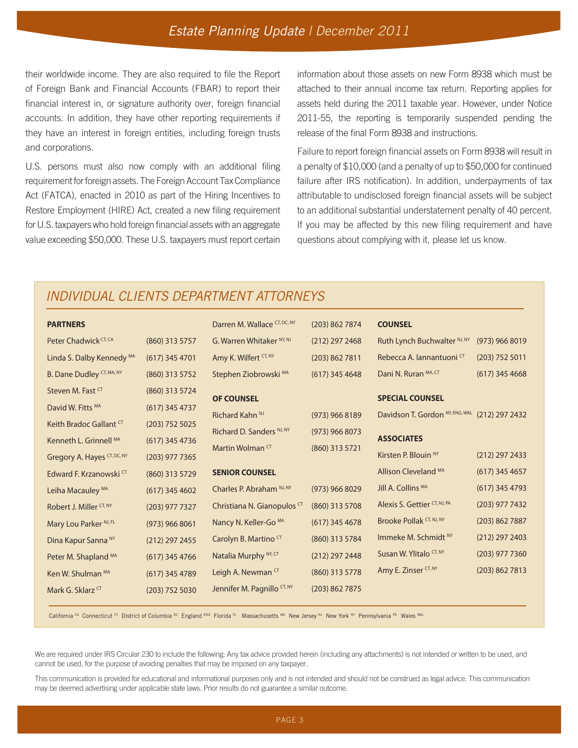their worldwide income. They are also required to file the Report of Foreign Bank and Financial Accounts (FBAR) to report their financial interest in, or signature authority over, foreign financial accounts. In addition, they have other reporting requirements if they have an interest in foreign entities, including foreign trusts and corporations.

U.S. persons must also now comply with an additional filing requirement for foreign assets. The Foreign Account Tax Compliance Act (FATCA), enacted in 2010 as part of the Hiring Incentives to Restore Employment (HIRE) Act, created a new filing requirement for U.S. taxpayers who hold foreign financial assets with an aggregate value exceeding $50,000. These U.S. taxpayers must report certain information about those assets on new Form 8938 which must be attached to their annual income tax return. Reporting applies for assets held during the 2011 taxable year. However, under Notice 2011-55, the reporting is temporarily suspended pending the release of the final Form 8938 and instructions.

Failure to report foreign financial assets on Form 8938 will result in a penalty of $10,000 (and a penalty of up to $50,000 for continued failure after IRS notification). In addition, underpayments of tax attributable to undisclosed foreign financial assets will be subject to an additional substantial understatement penalty of 40 percent. If you may be affected by this new filing requirement and have questions about complying with it, please let us know.

## *INDIVIDUAL CLIENTS DEPARTMENT ATTORNEYS*

**PARTNERS**

| Name | Phone |
|---|---|
| Peter Chadwick CT, CA | (860) 313 5757 |
| Linda S. Dalby Kennedy MA | (617) 345 4701 |
| B. Dane Dudley CT, MA, NY | (860) 313 5752 |
| Steven M. Fast CT | (860) 313 5724 |
| David W. Fitts MA | (617) 345 4737 |
| Keith Bradoc Gallant CT | (203) 752 5025 |
| Kenneth L. Grinnell MA | (617) 345 4736 |
| Gregory A. Hayes CT, DC, NY | (203) 977 7365 |
| Edward F. Krzanowski CT | (860) 313 5729 |
| Leiha Macauley MA | (617) 345 4602 |
| Robert J. Miller CT, NY | (203) 977 7327 |
| Mary Lou Parker NJ, FL | (973) 966 8061 |
| Dina Kapur Sanna NY | (212) 297 2455 |
| Peter M. Shapland MA | (617) 345 4766 |
| Ken W. Shulman MA | (617) 345 4789 |
| Mark G. Sklarz CT | (203) 752 5030 |
| Darren M. Wallace CT, DC, NY | (203) 862 7874 |
| G. Warren Whitaker NY, NJ | (212) 297 2468 |
| Amy K. Wilfert CT, NY | (203) 862 7811 |
| Stephen Ziobrowski MA | (617) 345 4648 |

**OF COUNSEL**

| Name | Phone |
|---|---|
| Richard Kahn NJ | (973) 966 8189 |
| Richard D. Sanders NJ, NY | (973) 966 8073 |
| Martin Wolman CT | (860) 313 5721 |

**SENIOR COUNSEL**

| Name | Phone |
|---|---|
| Charles P. Abraham NJ, NY | (973) 966 8029 |
| Christiana N. Gianopulos CT | (860) 313 5708 |
| Nancy N. Keller-Go MA | (617) 345 4678 |
| Carolyn B. Martino CT | (860) 313 5784 |
| Natalia Murphy NY, CT | (212) 297 2448 |
| Leigh A. Newman CT | (860) 313 5778 |
| Jennifer M. Pagnillo CT, NY | (203) 862 7875 |

**COUNSEL**

| Name | Phone |
|---|---|
| Ruth Lynch Buchwalter NJ, NY | (973) 966 8019 |
| Rebecca A. Iannantuoni CT | (203) 752 5011 |
| Dani N. Ruran MA, CT | (617) 345 4668 |

**SPECIAL COUNSEL**

| Name | Phone |
|---|---|
| Davidson T. Gordon NY, ENG, WAL | (212) 297 2432 |

**ASSOCIATES**

| Name | Phone |
|---|---|
| Kirsten P. Blouin NY | (212) 297 2433 |
| Allison Cleveland MA | (617) 345 4657 |
| Jill A. Collins MA | (617) 345 4793 |
| Alexis S. Gettier CT, NJ, PA | (203) 977 7432 |
| Brooke Pollak CT, NJ, NY | (203) 862 7887 |
| Immeke M. Schmidt NY | (212) 297 2403 |
| Susan W. Ylitalo CT, NY | (203) 977 7360 |
| Amy E. Zinser CT, NY | (203) 862 7813 |

California CA Connecticut CT District of Columbia DC England ENG Florida FL Massachusetts MA New Jersey NJ New York NY Pennsylvania PA Wales WAL

We are required under IRS Circular 230 to include the following: Any tax advice provided herein (including any attachments) is not intended or written to be used, and cannot be used, for the purpose of avoiding penalties that may be imposed on any taxpayer.

This communication is provided for educational and informational purposes only and is not intended and should not be construed as legal advice. This communication may be deemed advertising under applicable state laws. Prior results do not guarantee a similar outcome.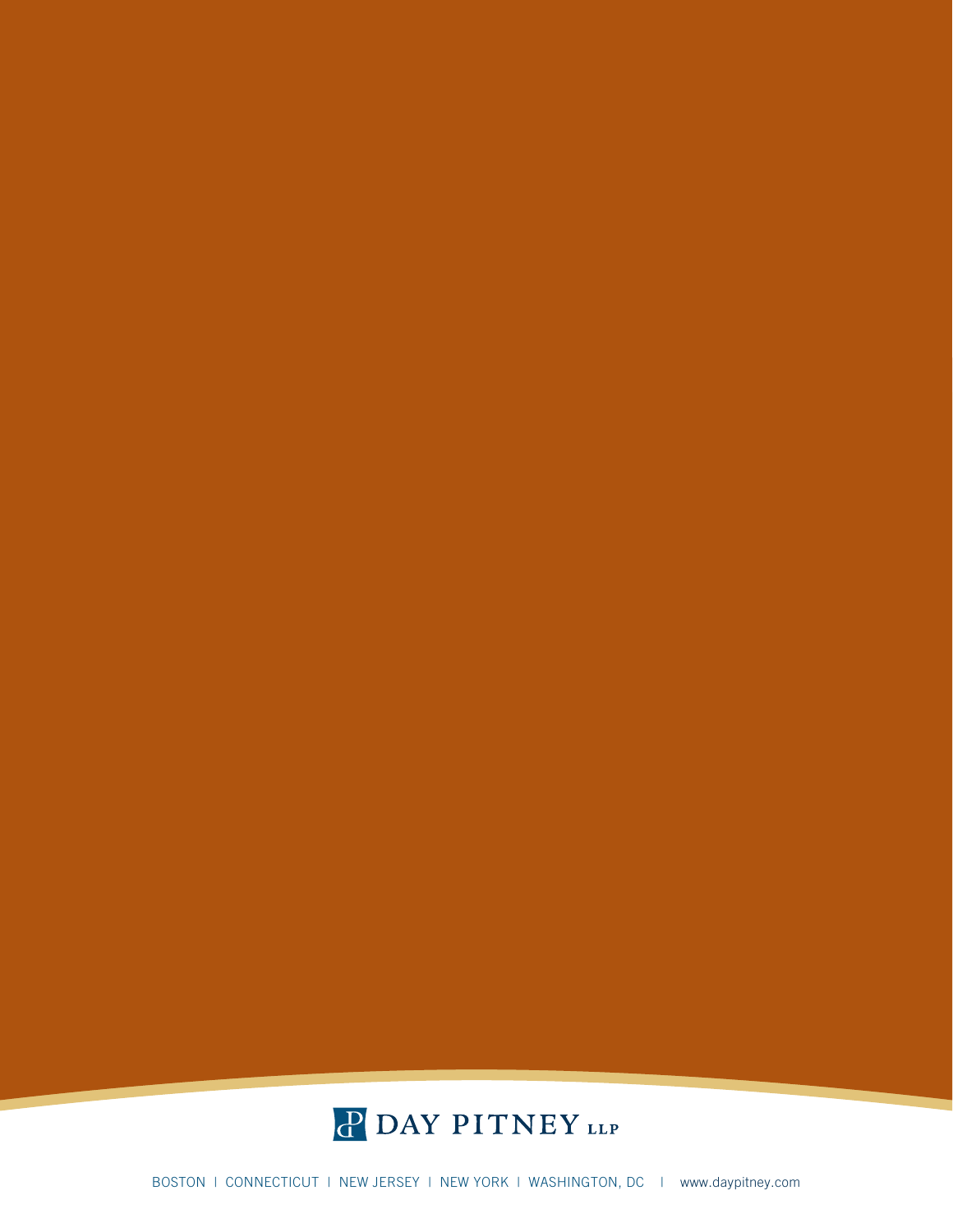DAY PITNEY LLP

BOSTON | CONNECTICUT | NEW JERSEY | NEW YORK | WASHINGTON, DC | www.daypitney.com